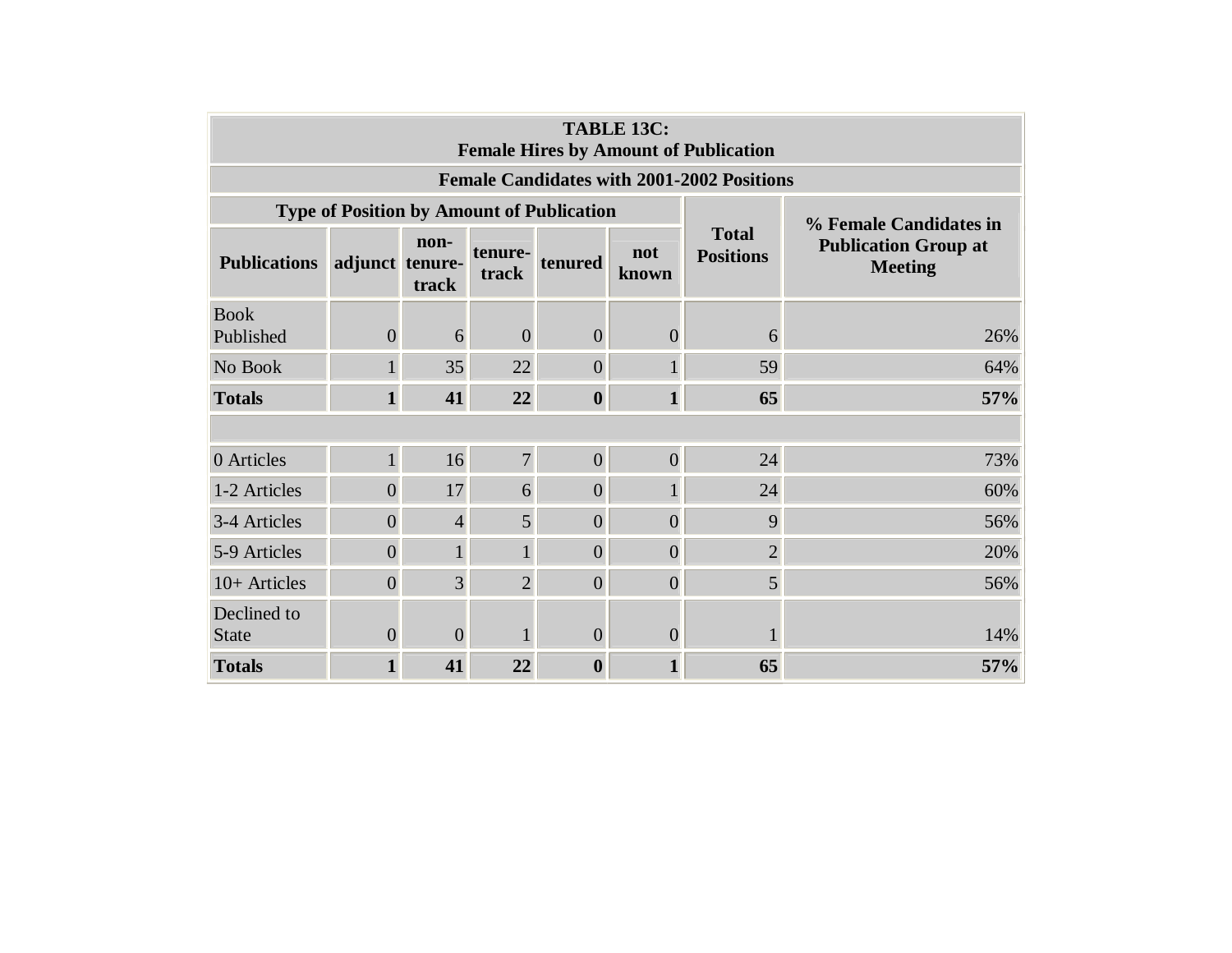| TABLE 13C: Female Hires by Amount of Publication | | | | | | | |
|---|---|---|---|---|---|---|---|
| **Female Candidates with 2001-2002 Positions** | | | | | | | |
| **Type of Position by Amount of Publication** | | | | | | **Total Positions** | **% Female Candidates in Publication Group at Meeting** |
| **Publications** | **adjunct** | **non-tenure-track** | **tenure-track** | **tenured** | **not known** | | |
| Book Published | 0 | 6 | 0 | 0 | 0 | 6 | 26% |
| No Book | 1 | 35 | 22 | 0 | 1 | 59 | 64% |
| **Totals** | **1** | **41** | **22** | **0** | **1** | **65** | **57%** |
| | | | | | | | |
| 0 Articles | 1 | 16 | 7 | 0 | 0 | 24 | 73% |
| 1-2 Articles | 0 | 17 | 6 | 0 | 1 | 24 | 60% |
| 3-4 Articles | 0 | 4 | 5 | 0 | 0 | 9 | 56% |
| 5-9 Articles | 0 | 1 | 1 | 0 | 0 | 2 | 20% |
| 10+ Articles | 0 | 3 | 2 | 0 | 0 | 5 | 56% |
| Declined to State | 0 | 0 | 1 | 0 | 0 | 1 | 14% |
| **Totals** | **1** | **41** | **22** | **0** | **1** | **65** | **57%** |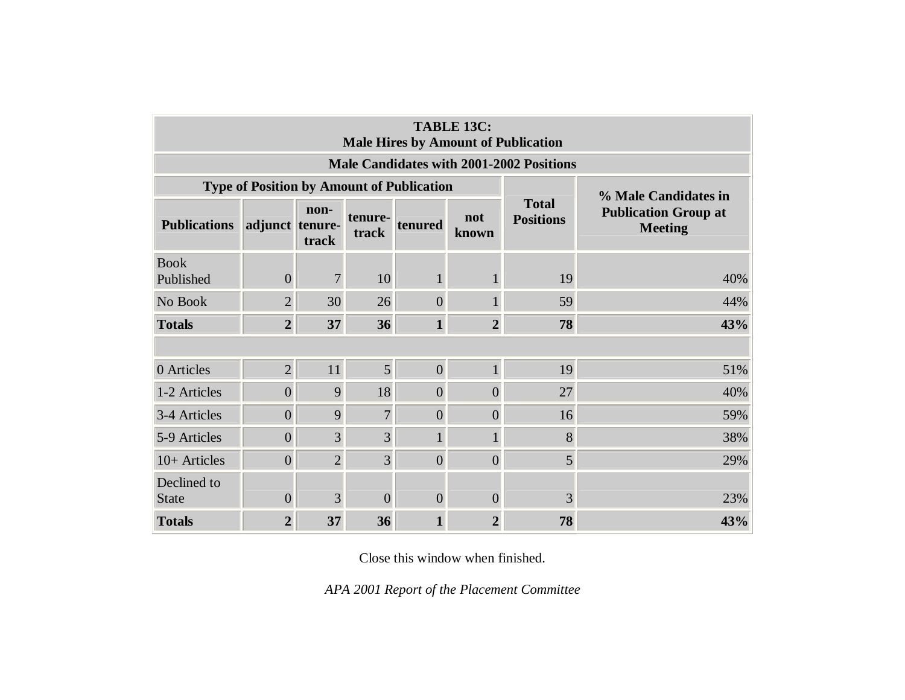| TABLE 13C: Male Hires by Amount of Publication | | | | | | | |
|---|---|---|---|---|---|---|---|
| Male Candidates with 2001-2002 Positions | | | | | | | |
| Type of Position by Amount of Publication | | | | | | Total Positions | % Male Candidates in Publication Group at Meeting |
| **Publications** | **adjunct** | **non-tenure-track** | **tenure-track** | **tenured** | **not known** | | |
| Book Published | 0 | 7 | 10 | 1 | 1 | 19 | 40% |
| No Book | 2 | 30 | 26 | 0 | 1 | 59 | 44% |
| **Totals** | **2** | **37** | **36** | **1** | **2** | **78** | **43%** |
| | | | | | | | |
| 0 Articles | 2 | 11 | 5 | 0 | 1 | 19 | 51% |
| 1-2 Articles | 0 | 9 | 18 | 0 | 0 | 27 | 40% |
| 3-4 Articles | 0 | 9 | 7 | 0 | 0 | 16 | 59% |
| 5-9 Articles | 0 | 3 | 3 | 1 | 1 | 8 | 38% |
| 10+ Articles | 0 | 2 | 3 | 0 | 0 | 5 | 29% |
| Declined to State | 0 | 3 | 0 | 0 | 0 | 3 | 23% |
| **Totals** | **2** | **37** | **36** | **1** | **2** | **78** | **43%** |

Close this window when finished.

*APA 2001 Report of the Placement Committee*